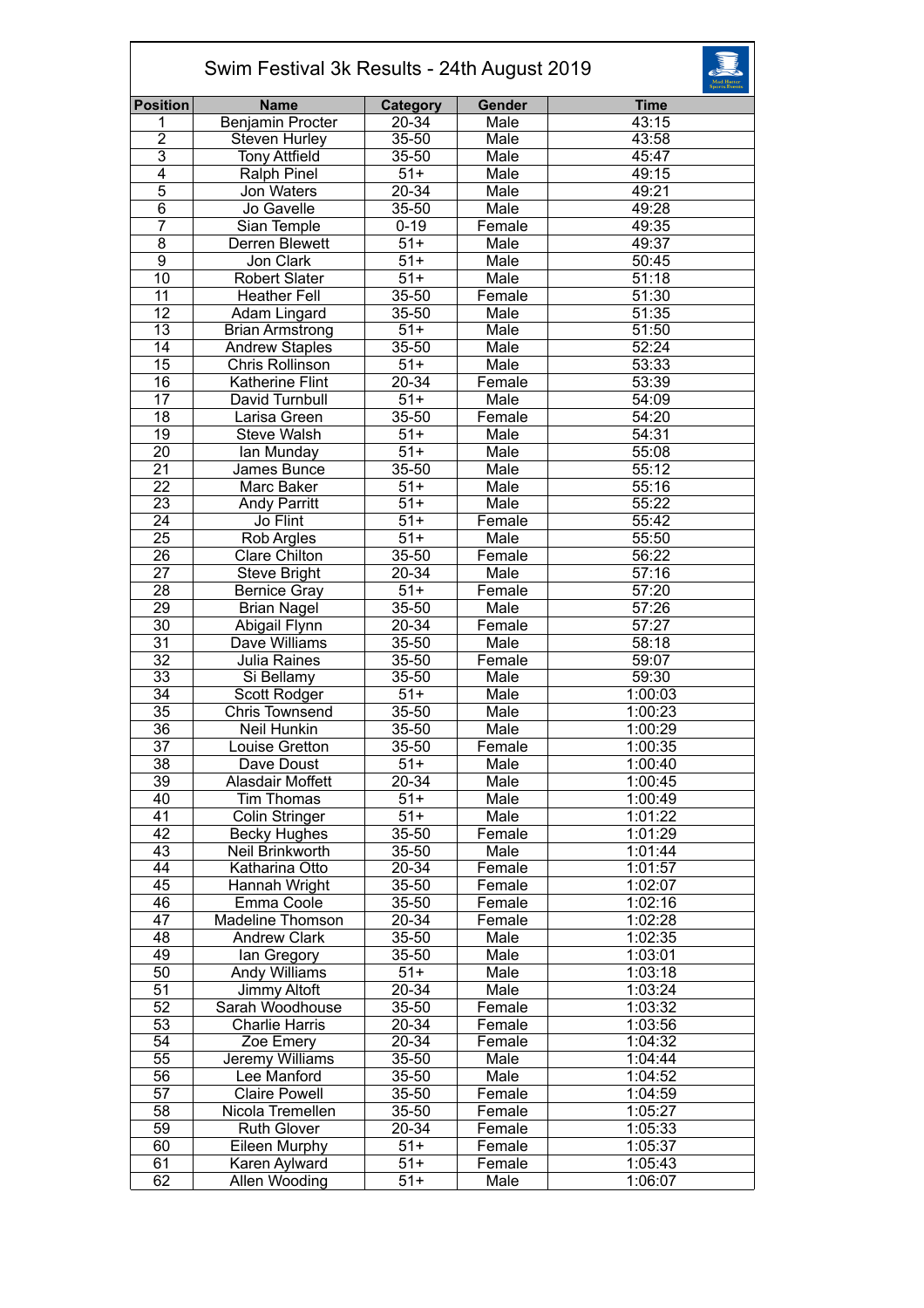# Swim Festival 3k Results - 24th August 2019

| Position | Name | Category | Gender | Time |
|---|---|---|---|---|
| 1 | Benjamin Procter | 20-34 | Male | 43:15 |
| 2 | Steven Hurley | 35-50 | Male | 43:58 |
| 3 | Tony Attfield | 35-50 | Male | 45:47 |
| 4 | Ralph Pinel | 51+ | Male | 49:15 |
| 5 | Jon Waters | 20-34 | Male | 49:21 |
| 6 | Jo Gavelle | 35-50 | Male | 49:28 |
| 7 | Sian Temple | 0-19 | Female | 49:35 |
| 8 | Derren Blewett | 51+ | Male | 49:37 |
| 9 | Jon Clark | 51+ | Male | 50:45 |
| 10 | Robert Slater | 51+ | Male | 51:18 |
| 11 | Heather Fell | 35-50 | Female | 51:30 |
| 12 | Adam Lingard | 35-50 | Male | 51:35 |
| 13 | Brian Armstrong | 51+ | Male | 51:50 |
| 14 | Andrew Staples | 35-50 | Male | 52:24 |
| 15 | Chris Rollinson | 51+ | Male | 53:33 |
| 16 | Katherine Flint | 20-34 | Female | 53:39 |
| 17 | David Turnbull | 51+ | Male | 54:09 |
| 18 | Larisa Green | 35-50 | Female | 54:20 |
| 19 | Steve Walsh | 51+ | Male | 54:31 |
| 20 | Ian Munday | 51+ | Male | 55:08 |
| 21 | James Bunce | 35-50 | Male | 55:12 |
| 22 | Marc Baker | 51+ | Male | 55:16 |
| 23 | Andy Parritt | 51+ | Male | 55:22 |
| 24 | Jo Flint | 51+ | Female | 55:42 |
| 25 | Rob Argles | 51+ | Male | 55:50 |
| 26 | Clare Chilton | 35-50 | Female | 56:22 |
| 27 | Steve Bright | 20-34 | Male | 57:16 |
| 28 | Bernice Gray | 51+ | Female | 57:20 |
| 29 | Brian Nagel | 35-50 | Male | 57:26 |
| 30 | Abigail Flynn | 20-34 | Female | 57:27 |
| 31 | Dave Williams | 35-50 | Male | 58:18 |
| 32 | Julia Raines | 35-50 | Female | 59:07 |
| 33 | Si Bellamy | 35-50 | Male | 59:30 |
| 34 | Scott Rodger | 51+ | Male | 1:00:03 |
| 35 | Chris Townsend | 35-50 | Male | 1:00:23 |
| 36 | Neil Hunkin | 35-50 | Male | 1:00:29 |
| 37 | Louise Gretton | 35-50 | Female | 1:00:35 |
| 38 | Dave Doust | 51+ | Male | 1:00:40 |
| 39 | Alasdair Moffett | 20-34 | Male | 1:00:45 |
| 40 | Tim Thomas | 51+ | Male | 1:00:49 |
| 41 | Colin Stringer | 51+ | Male | 1:01:22 |
| 42 | Becky Hughes | 35-50 | Female | 1:01:29 |
| 43 | Neil Brinkworth | 35-50 | Male | 1:01:44 |
| 44 | Katharina Otto | 20-34 | Female | 1:01:57 |
| 45 | Hannah Wright | 35-50 | Female | 1:02:07 |
| 46 | Emma Coole | 35-50 | Female | 1:02:16 |
| 47 | Madeline Thomson | 20-34 | Female | 1:02:28 |
| 48 | Andrew Clark | 35-50 | Male | 1:02:35 |
| 49 | Ian Gregory | 35-50 | Male | 1:03:01 |
| 50 | Andy Williams | 51+ | Male | 1:03:18 |
| 51 | Jimmy Altoft | 20-34 | Male | 1:03:24 |
| 52 | Sarah Woodhouse | 35-50 | Female | 1:03:32 |
| 53 | Charlie Harris | 20-34 | Female | 1:03:56 |
| 54 | Zoe Emery | 20-34 | Female | 1:04:32 |
| 55 | Jeremy Williams | 35-50 | Male | 1:04:44 |
| 56 | Lee Manford | 35-50 | Male | 1:04:52 |
| 57 | Claire Powell | 35-50 | Female | 1:04:59 |
| 58 | Nicola Tremellen | 35-50 | Female | 1:05:27 |
| 59 | Ruth Glover | 20-34 | Female | 1:05:33 |
| 60 | Eileen Murphy | 51+ | Female | 1:05:37 |
| 61 | Karen Aylward | 51+ | Female | 1:05:43 |
| 62 | Allen Wooding | 51+ | Male | 1:06:07 |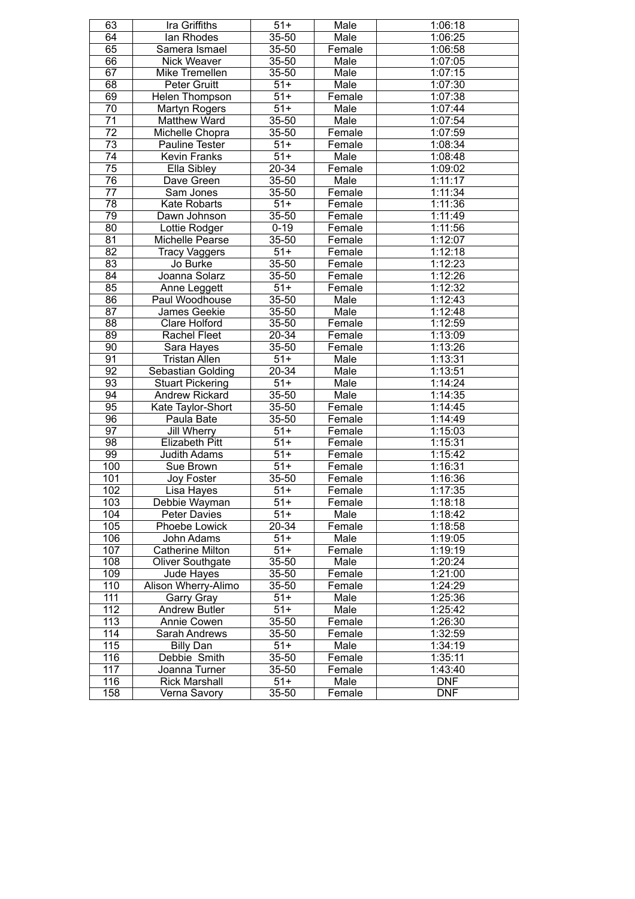| | | | | |
|---|---|---|---|---|
| 63 | Ira Griffiths | 51+ | Male | 1:06:18 |
| 64 | Ian Rhodes | 35-50 | Male | 1:06:25 |
| 65 | Samera Ismael | 35-50 | Female | 1:06:58 |
| 66 | Nick Weaver | 35-50 | Male | 1:07:05 |
| 67 | Mike Tremellen | 35-50 | Male | 1:07:15 |
| 68 | Peter Gruitt | 51+ | Male | 1:07:30 |
| 69 | Helen Thompson | 51+ | Female | 1:07:38 |
| 70 | Martyn Rogers | 51+ | Male | 1:07:44 |
| 71 | Matthew Ward | 35-50 | Male | 1:07:54 |
| 72 | Michelle Chopra | 35-50 | Female | 1:07:59 |
| 73 | Pauline Tester | 51+ | Female | 1:08:34 |
| 74 | Kevin Franks | 51+ | Male | 1:08:48 |
| 75 | Ella Sibley | 20-34 | Female | 1:09:02 |
| 76 | Dave Green | 35-50 | Male | 1:11:17 |
| 77 | Sam Jones | 35-50 | Female | 1:11:34 |
| 78 | Kate Robarts | 51+ | Female | 1:11:36 |
| 79 | Dawn Johnson | 35-50 | Female | 1:11:49 |
| 80 | Lottie Rodger | 0-19 | Female | 1:11:56 |
| 81 | Michelle Pearse | 35-50 | Female | 1:12:07 |
| 82 | Tracy Vaggers | 51+ | Female | 1:12:18 |
| 83 | Jo Burke | 35-50 | Female | 1:12:23 |
| 84 | Joanna Solarz | 35-50 | Female | 1:12:26 |
| 85 | Anne Leggett | 51+ | Female | 1:12:32 |
| 86 | Paul Woodhouse | 35-50 | Male | 1:12:43 |
| 87 | James Geekie | 35-50 | Male | 1:12:48 |
| 88 | Clare Holford | 35-50 | Female | 1:12:59 |
| 89 | Rachel Fleet | 20-34 | Female | 1:13:09 |
| 90 | Sara Hayes | 35-50 | Female | 1:13:26 |
| 91 | Tristan Allen | 51+ | Male | 1:13:31 |
| 92 | Sebastian Golding | 20-34 | Male | 1:13:51 |
| 93 | Stuart Pickering | 51+ | Male | 1:14:24 |
| 94 | Andrew Rickard | 35-50 | Male | 1:14:35 |
| 95 | Kate Taylor-Short | 35-50 | Female | 1:14:45 |
| 96 | Paula Bate | 35-50 | Female | 1:14:49 |
| 97 | Jill Wherry | 51+ | Female | 1:15:03 |
| 98 | Elizabeth Pitt | 51+ | Female | 1:15:31 |
| 99 | Judith Adams | 51+ | Female | 1:15:42 |
| 100 | Sue Brown | 51+ | Female | 1:16:31 |
| 101 | Joy Foster | 35-50 | Female | 1:16:36 |
| 102 | Lisa Hayes | 51+ | Female | 1:17:35 |
| 103 | Debbie Wayman | 51+ | Female | 1:18:18 |
| 104 | Peter Davies | 51+ | Male | 1:18:42 |
| 105 | Phoebe Lowick | 20-34 | Female | 1:18:58 |
| 106 | John Adams | 51+ | Male | 1:19:05 |
| 107 | Catherine Milton | 51+ | Female | 1:19:19 |
| 108 | Oliver Southgate | 35-50 | Male | 1:20:24 |
| 109 | Jude Hayes | 35-50 | Female | 1:21:00 |
| 110 | Alison Wherry-Alimo | 35-50 | Female | 1:24:29 |
| 111 | Garry Gray | 51+ | Male | 1:25:36 |
| 112 | Andrew Butler | 51+ | Male | 1:25:42 |
| 113 | Annie Cowen | 35-50 | Female | 1:26:30 |
| 114 | Sarah Andrews | 35-50 | Female | 1:32:59 |
| 115 | Billy Dan | 51+ | Male | 1:34:19 |
| 116 | Debbie Smith | 35-50 | Female | 1:35:11 |
| 117 | Joanna Turner | 35-50 | Female | 1:43:40 |
| 116 | Rick Marshall | 51+ | Male | DNF |
| 158 | Verna Savory | 35-50 | Female | DNF |